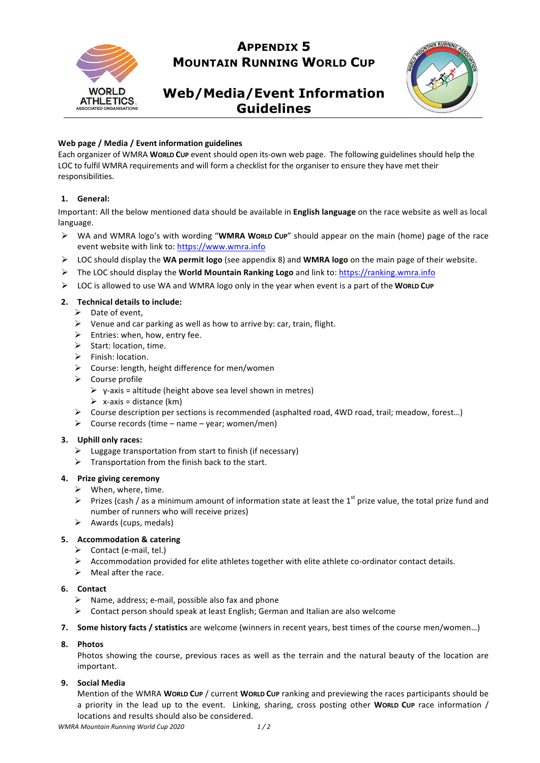# Appendix 5
# Mountain Running World Cup

# Web/Media/Event Information Guidelines

**Web page / Media / Event information guidelines**

Each organizer of WMRA **World Cup** event should open its-own web page. The following guidelines should help the LOC to fulfil WMRA requirements and will form a checklist for the organiser to ensure they have met their responsibilities.

1. **General:**

Important: All the below mentioned data should be available in **English language** on the race website as well as local language.

- WA and WMRA logo's with wording "**WMRA World Cup**" should appear on the main (home) page of the race event website with link to: https://www.wmra.info
- LOC should display the **WA permit logo** (see appendix 8) and **WMRA logo** on the main page of their website.
- The LOC should display the **World Mountain Ranking Logo** and link to: https://ranking.wmra.info
- LOC is allowed to use WA and WMRA logo only in the year when event is a part of the **World Cup**

2. **Technical details to include:**
   - Date of event,
   - Venue and car parking as well as how to arrive by: car, train, flight.
   - Entries: when, how, entry fee.
   - Start: location, time.
   - Finish: location.
   - Course: length, height difference for men/women
   - Course profile
     - y-axis = altitude (height above sea level shown in metres)
     - x-axis = distance (km)
   - Course description per sections is recommended (asphalted road, 4WD road, trail; meadow, forest…)
   - Course records (time – name – year; women/men)

3. **Uphill only races:**
   - Luggage transportation from start to finish (if necessary)
   - Transportation from the finish back to the start.

4. **Prize giving ceremony**
   - When, where, time.
   - Prizes (cash / as a minimum amount of information state at least the 1st prize value, the total prize fund and number of runners who will receive prizes)
   - Awards (cups, medals)

5. **Accommodation & catering**
   - Contact (e-mail, tel.)
   - Accommodation provided for elite athletes together with elite athlete co-ordinator contact details.
   - Meal after the race.

6. **Contact**
   - Name, address; e-mail, possible also fax and phone
   - Contact person should speak at least English; German and Italian are also welcome

7. **Some history facts / statistics** are welcome (winners in recent years, best times of the course men/women…)

8. **Photos**

   Photos showing the course, previous races as well as the terrain and the natural beauty of the location are important.

9. **Social Media**

   Mention of the WMRA **World Cup** / current **World Cup** ranking and previewing the races participants should be a priority in the lead up to the event. Linking, sharing, cross posting other **World Cup** race information / locations and results should also be considered.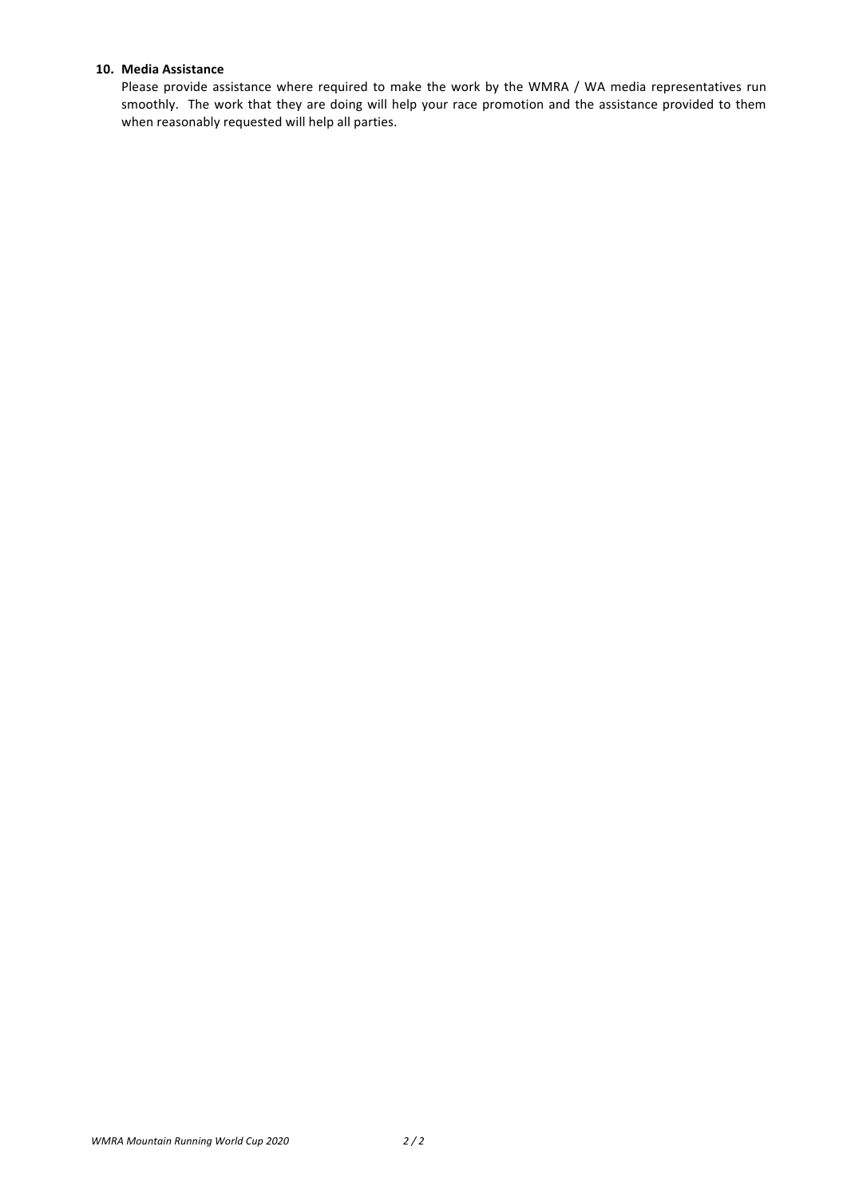**10. Media Assistance**

Please provide assistance where required to make the work by the WMRA / WA media representatives run smoothly. The work that they are doing will help your race promotion and the assistance provided to them when reasonably requested will help all parties.